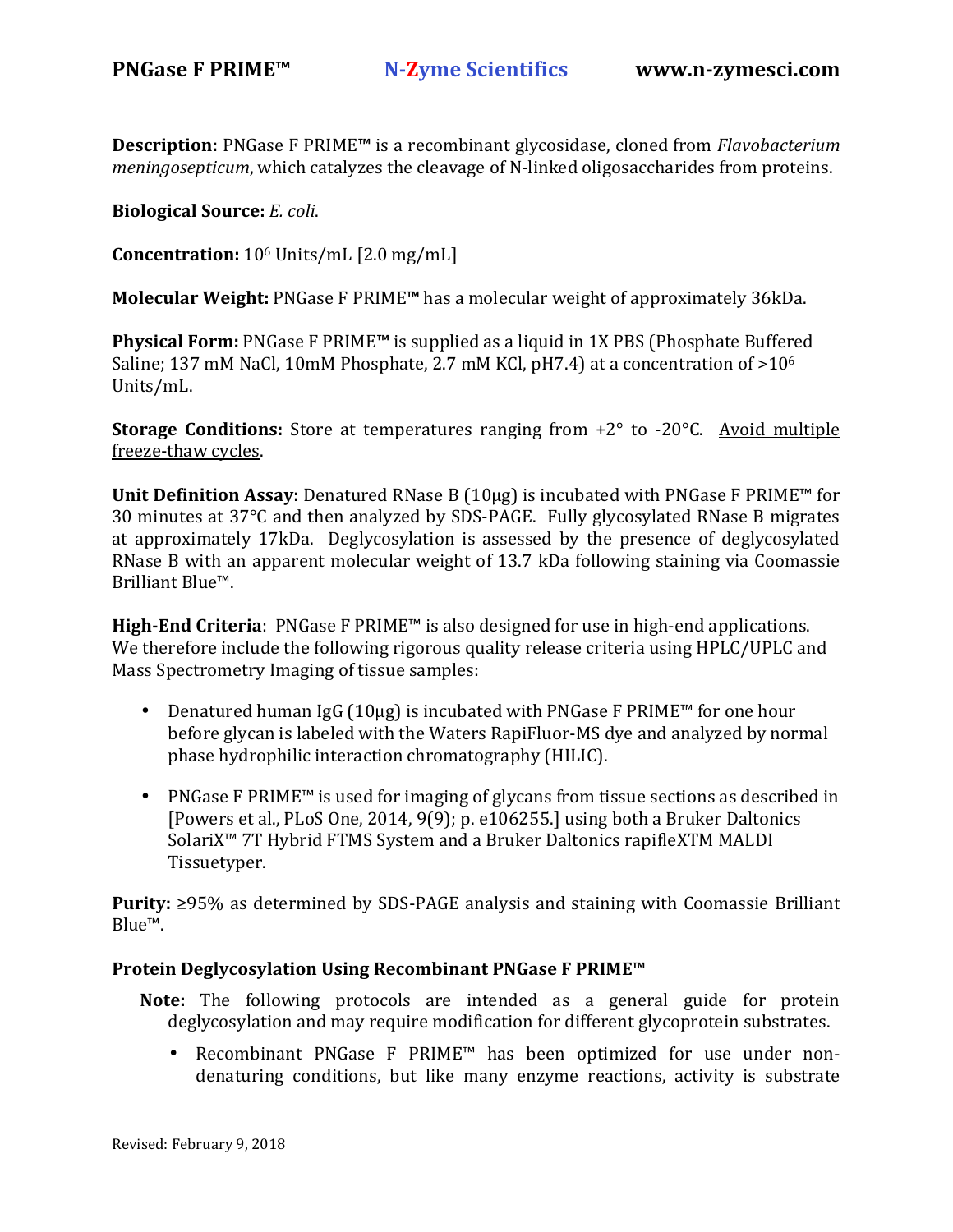**Description:** PNGase F PRIME™ is a recombinant glycosidase, cloned from *Flavobacterium meningosepticum*, which catalyzes the cleavage of N-linked oligosaccharides from proteins.

**Biological Source:** *E. coli*.

**Concentration:** $10^6$ Units/mL [2.0 mg/mL]

**Molecular Weight:** PNGase F PRIME™ has a molecular weight of approximately 36kDa.

**Physical Form:** PNGase F PRIME™ is supplied as a liquid in 1X PBS (Phosphate Buffered Saline; 137 mM NaCl, 10mM Phosphate, 2.7 mM KCl, pH7.4) at a concentration of $>10^6$ Units/mL.

**Storage Conditions:** Store at temperatures ranging from +2° to -20°C. Avoid multiple freeze-thaw cycles.

**Unit Definition Assay:** Denatured RNase B (10µg) is incubated with PNGase F PRIME™ for 30 minutes at 37°C and then analyzed by SDS-PAGE. Fully glycosylated RNase B migrates at approximately 17kDa. Deglycosylation is assessed by the presence of deglycosylated RNase B with an apparent molecular weight of 13.7 kDa following staining via Coomassie Brilliant Blue™.

**High-End Criteria**: PNGase F PRIME™ is also designed for use in high-end applications. We therefore include the following rigorous quality release criteria using HPLC/UPLC and Mass Spectrometry Imaging of tissue samples:

- Denatured human IgG (10µg) is incubated with PNGase F PRIME™ for one hour before glycan is labeled with the Waters RapiFluor-MS dye and analyzed by normal phase hydrophilic interaction chromatography (HILIC).
- PNGase F PRIME™ is used for imaging of glycans from tissue sections as described in [Powers et al., PLoS One, 2014, 9(9); p. e106255.] using both a Bruker Daltonics SolariX™ 7T Hybrid FTMS System and a Bruker Daltonics rapifleXTM MALDI Tissuetyper.

**Purity:** ≥95% as determined by SDS-PAGE analysis and staining with Coomassie Brilliant Blue™.

### Protein Deglycosylation Using Recombinant PNGase F PRIME™

**Note:** The following protocols are intended as a general guide for protein deglycosylation and may require modification for different glycoprotein substrates.

- Recombinant PNGase F PRIME™ has been optimized for use under non-denaturing conditions, but like many enzyme reactions, activity is substrate

Revised: February 9, 2018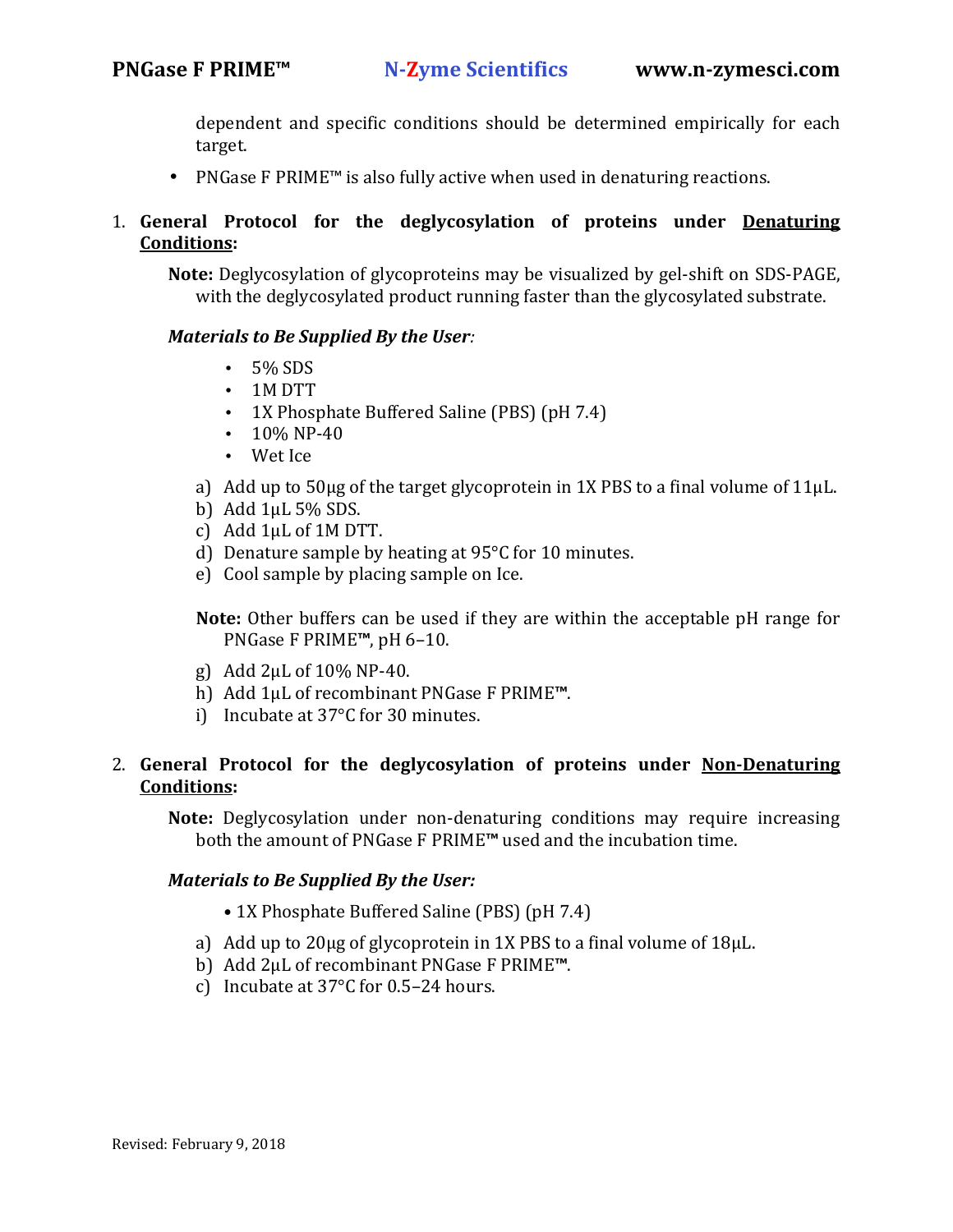dependent and specific conditions should be determined empirically for each target.

- PNGase F PRIME™ is also fully active when used in denaturing reactions.

1. **General Protocol for the deglycosylation of proteins under <u>Denaturing Conditions</u>:**

**Note:** Deglycosylation of glycoproteins may be visualized by gel-shift on SDS-PAGE, with the deglycosylated product running faster than the glycosylated substrate.

***Materials to Be Supplied By the User:***

- 5% SDS
- 1M DTT
- 1X Phosphate Buffered Saline (PBS) (pH 7.4)
- 10% NP-40
- Wet Ice

a) Add up to 50µg of the target glycoprotein in 1X PBS to a final volume of 11µL.
b) Add 1µL 5% SDS.
c) Add 1µL of 1M DTT.
d) Denature sample by heating at 95°C for 10 minutes.
e) Cool sample by placing sample on Ice.

**Note:** Other buffers can be used if they are within the acceptable pH range for PNGase F PRIME™, pH 6–10.

g) Add 2µL of 10% NP-40.
h) Add 1µL of recombinant PNGase F PRIME™.
i) Incubate at 37°C for 30 minutes.

2. **General Protocol for the deglycosylation of proteins under <u>Non-Denaturing Conditions</u>:**

**Note:** Deglycosylation under non-denaturing conditions may require increasing both the amount of PNGase F PRIME™ used and the incubation time.

***Materials to Be Supplied By the User:***

- 1X Phosphate Buffered Saline (PBS) (pH 7.4)

a) Add up to 20µg of glycoprotein in 1X PBS to a final volume of 18µL.
b) Add 2µL of recombinant PNGase F PRIME™.
c) Incubate at 37°C for 0.5–24 hours.

Revised: February 9, 2018